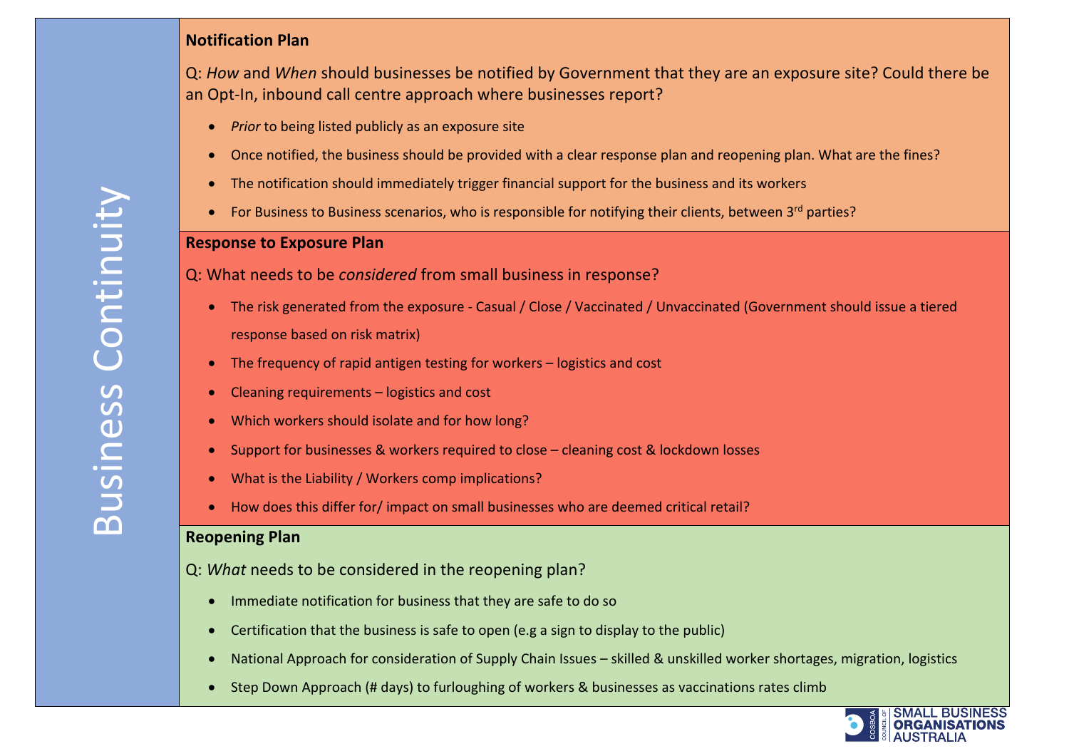# Business Continuity

### Notification Plan

Q: *How* and *When* should businesses be notified by Government that they are an exposure site? Could there be an Opt-In, inbound call centre approach where businesses report?

- *Prior* to being listed publicly as an exposure site
- Once notified, the business should be provided with a clear response plan and reopening plan. What are the fines?
- The notification should immediately trigger financial support for the business and its workers
- For Business to Business scenarios, who is responsible for notifying their clients, between 3rd parties?

### Response to Exposure Plan

Q: What needs to be *considered* from small business in response?

- The risk generated from the exposure - Casual / Close / Vaccinated / Unvaccinated (Government should issue a tiered response based on risk matrix)
- The frequency of rapid antigen testing for workers – logistics and cost
- Cleaning requirements – logistics and cost
- Which workers should isolate and for how long?
- Support for businesses & workers required to close – cleaning cost & lockdown losses
- What is the Liability / Workers comp implications?
- How does this differ for/ impact on small businesses who are deemed critical retail?

### Reopening Plan

Q: *What* needs to be considered in the reopening plan?

- Immediate notification for business that they are safe to do so
- Certification that the business is safe to open (e.g a sign to display to the public)
- National Approach for consideration of Supply Chain Issues – skilled & unskilled worker shortages, migration, logistics
- Step Down Approach (# days) to furloughing of workers & businesses as vaccinations rates climb

COSBOA Council of Small Business Organisations Australia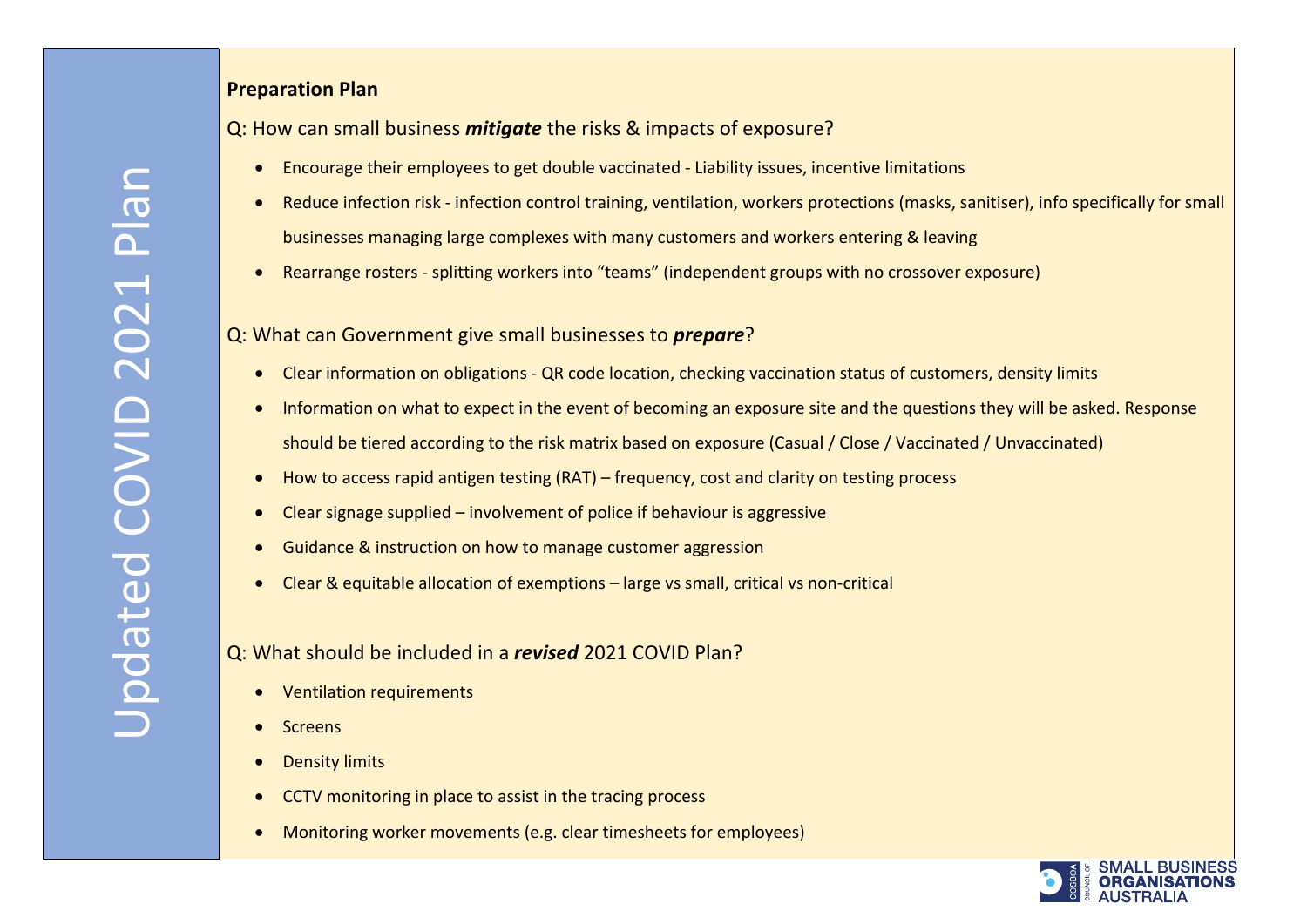# Updated COVID 2021 Plan

**Preparation Plan**

Q: How can small business ***mitigate*** the risks & impacts of exposure?

- Encourage their employees to get double vaccinated - Liability issues, incentive limitations
- Reduce infection risk - infection control training, ventilation, workers protections (masks, sanitiser), info specifically for small businesses managing large complexes with many customers and workers entering & leaving
- Rearrange rosters - splitting workers into "teams" (independent groups with no crossover exposure)

Q: What can Government give small businesses to ***prepare***?

- Clear information on obligations - QR code location, checking vaccination status of customers, density limits
- Information on what to expect in the event of becoming an exposure site and the questions they will be asked. Response should be tiered according to the risk matrix based on exposure (Casual / Close / Vaccinated / Unvaccinated)
- How to access rapid antigen testing (RAT) – frequency, cost and clarity on testing process
- Clear signage supplied – involvement of police if behaviour is aggressive
- Guidance & instruction on how to manage customer aggression
- Clear & equitable allocation of exemptions – large vs small, critical vs non-critical

Q: What should be included in a ***revised*** 2021 COVID Plan?

- Ventilation requirements
- Screens
- Density limits
- CCTV monitoring in place to assist in the tracing process
- Monitoring worker movements (e.g. clear timesheets for employees)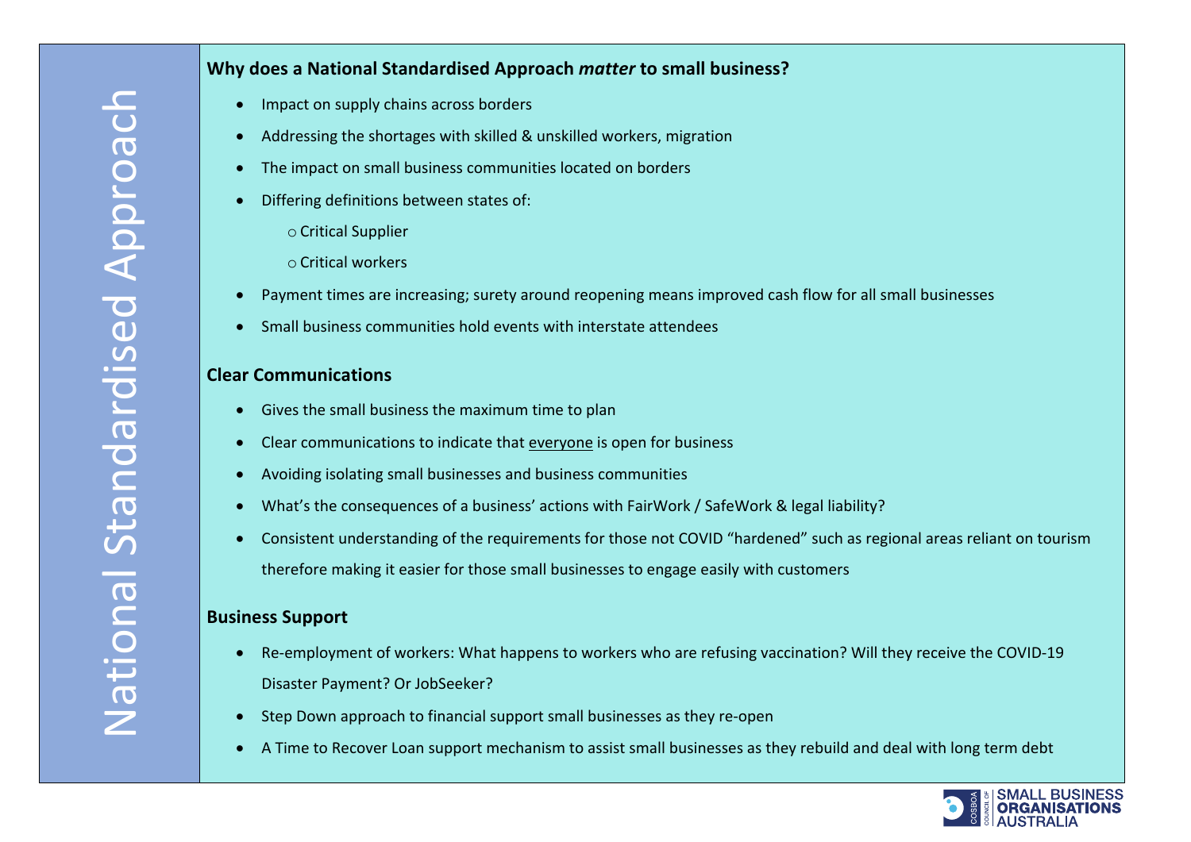# National Standardised Approach

**Why does a National Standardised Approach *matter* to small business?**

- Impact on supply chains across borders
- Addressing the shortages with skilled & unskilled workers, migration
- The impact on small business communities located on borders
- Differing definitions between states of:
  - Critical Supplier
  - Critical workers
- Payment times are increasing; surety around reopening means improved cash flow for all small businesses
- Small business communities hold events with interstate attendees

**Clear Communications**

- Gives the small business the maximum time to plan
- Clear communications to indicate that everyone is open for business
- Avoiding isolating small businesses and business communities
- What's the consequences of a business' actions with FairWork / SafeWork & legal liability?
- Consistent understanding of the requirements for those not COVID "hardened" such as regional areas reliant on tourism therefore making it easier for those small businesses to engage easily with customers

**Business Support**

- Re-employment of workers: What happens to workers who are refusing vaccination? Will they receive the COVID-19 Disaster Payment? Or JobSeeker?
- Step Down approach to financial support small businesses as they re-open
- A Time to Recover Loan support mechanism to assist small businesses as they rebuild and deal with long term debt

COSBOA | COUNCIL OF SMALL BUSINESS ORGANISATIONS AUSTRALIA